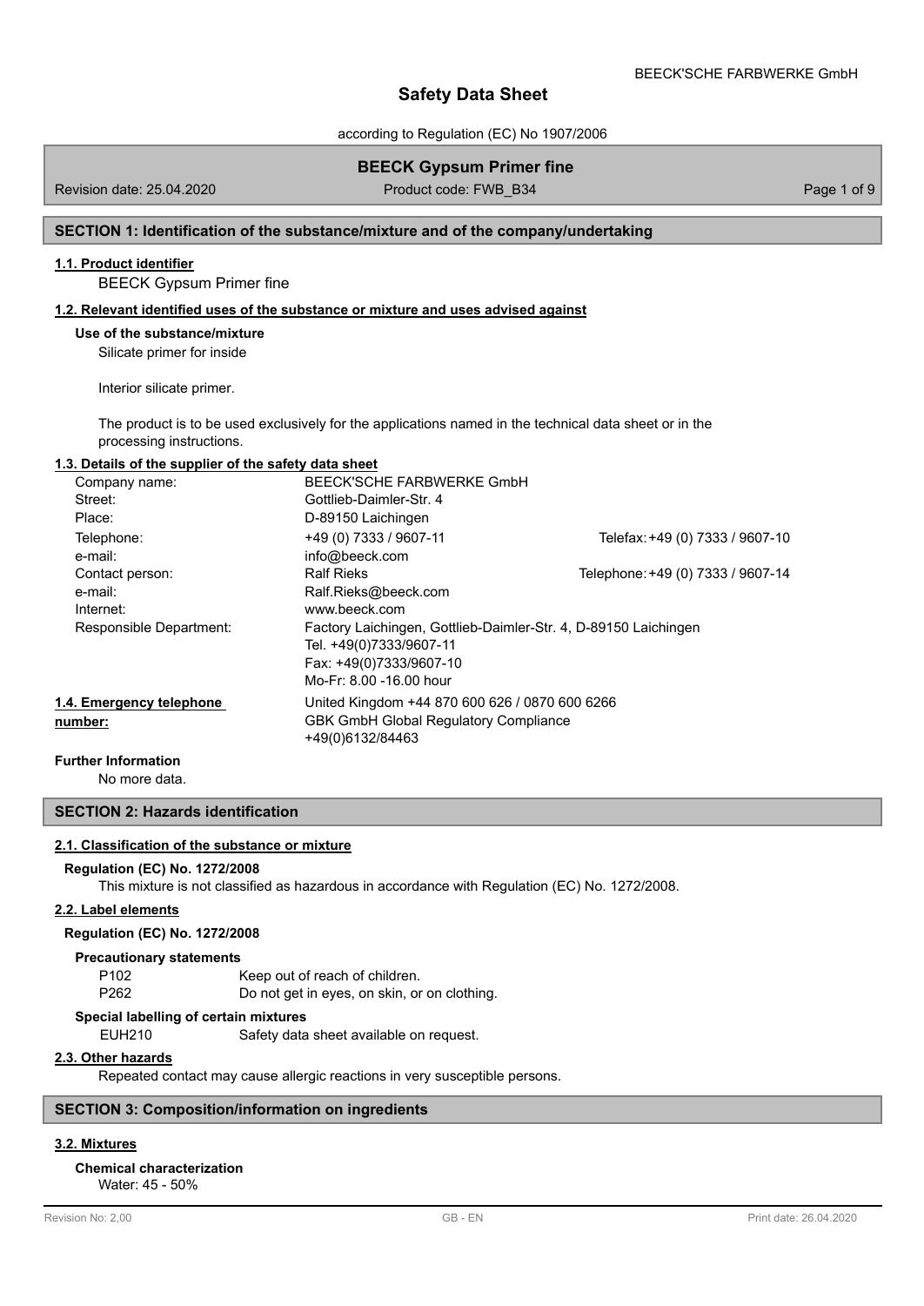# Safety Data Sheet

according to Regulation (EC) No 1907/2006

## BEECK Gypsum Primer fine

Revision date: 25.04.2020 — Product code: FWB_B34

## SECTION 1: Identification of the substance/mixture and of the company/undertaking

### 1.1. Product identifier

BEECK Gypsum Primer fine

### 1.2. Relevant identified uses of the substance or mixture and uses advised against

**Use of the substance/mixture**

Silicate primer for inside

Interior silicate primer.

The product is to be used exclusively for the applications named in the technical data sheet or in the processing instructions.

### 1.3. Details of the supplier of the safety data sheet

| | | |
|---|---|---|
| Company name: | BEECK'SCHE FARBWERKE GmbH | |
| Street: | Gottlieb-Daimler-Str. 4 | |
| Place: | D-89150 Laichingen | |
| Telephone: | +49 (0) 7333 / 9607-11 | Telefax: +49 (0) 7333 / 9607-10 |
| e-mail: | info@beeck.com | |
| Contact person: | Ralf Rieks | Telephone: +49 (0) 7333 / 9607-14 |
| e-mail: | Ralf.Rieks@beeck.com | |
| Internet: | www.beeck.com | |
| Responsible Department: | Factory Laichingen, Gottlieb-Daimler-Str. 4, D-89150 Laichingen<br>Tel. +49(0)7333/9607-11<br>Fax: +49(0)7333/9607-10<br>Mo-Fr: 8.00 -16.00 hour | |

### 1.4. Emergency telephone number:

United Kingdom +44 870 600 626 / 0870 600 6266
GBK GmbH Global Regulatory Compliance
+49(0)6132/84463

**Further Information**

No more data.

## SECTION 2: Hazards identification

### 2.1. Classification of the substance or mixture

**Regulation (EC) No. 1272/2008**

This mixture is not classified as hazardous in accordance with Regulation (EC) No. 1272/2008.

### 2.2. Label elements

**Regulation (EC) No. 1272/2008**

**Precautionary statements**

| | |
|---|---|
| P102 | Keep out of reach of children. |
| P262 | Do not get in eyes, on skin, or on clothing. |

**Special labelling of certain mixtures**

| | |
|---|---|
| EUH210 | Safety data sheet available on request. |

### 2.3. Other hazards

Repeated contact may cause allergic reactions in very susceptible persons.

## SECTION 3: Composition/information on ingredients

### 3.2. Mixtures

**Chemical characterization**

Water: 45 - 50%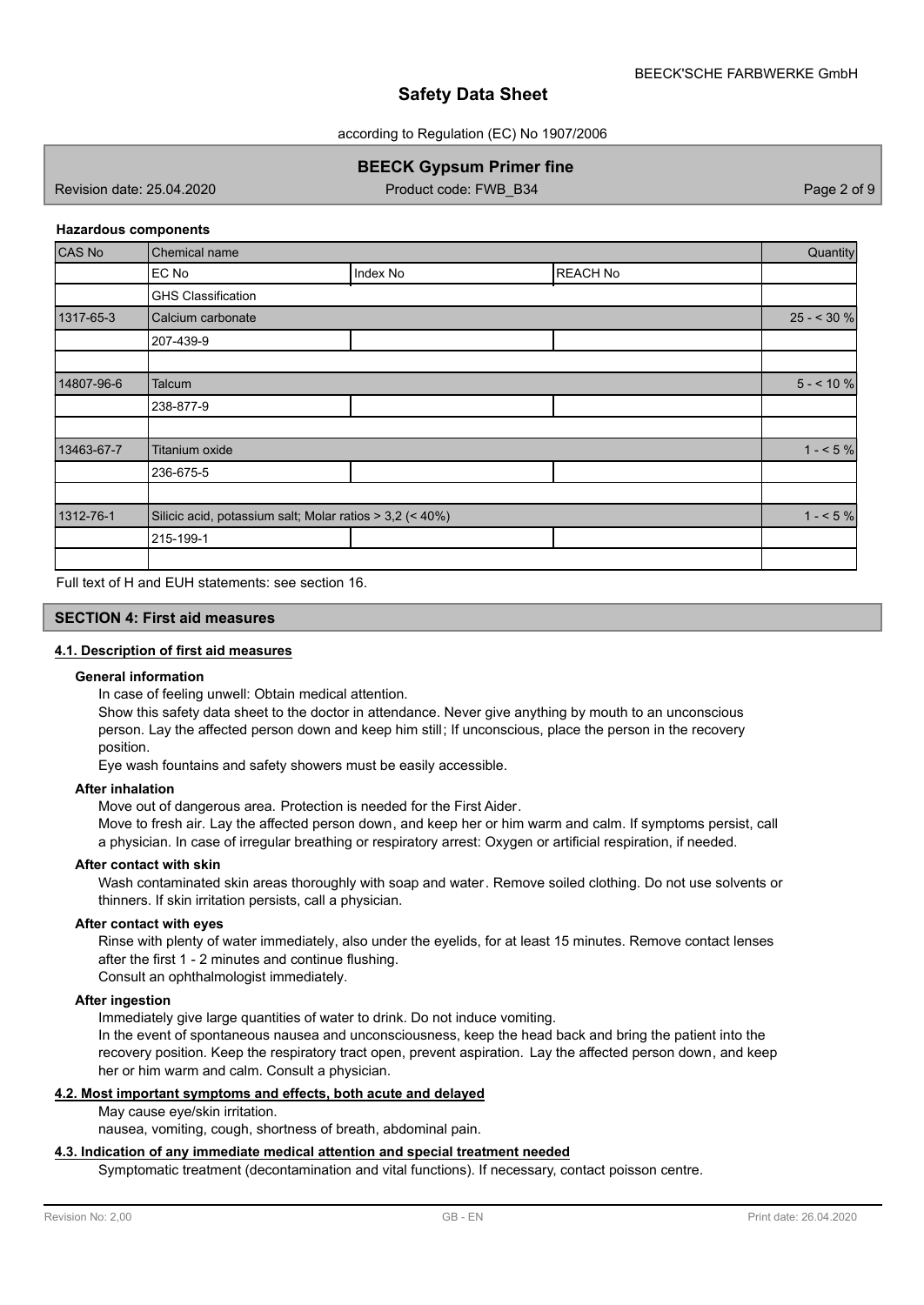**Hazardous components**

| CAS No | Chemical name | | | Quantity |
|---|---|---|---|---|
| | EC No | Index No | REACH No | |
| | GHS Classification | | | |
| 1317-65-3 | Calcium carbonate | | | 25 - < 30 % |
| | 207-439-9 | | | |
| | | | | |
| 14807-96-6 | Talcum | | | 5 - < 10 % |
| | 238-877-9 | | | |
| | | | | |
| 13463-67-7 | Titanium oxide | | | 1 - < 5 % |
| | 236-675-5 | | | |
| | | | | |
| 1312-76-1 | Silicic acid, potassium salt; Molar ratios > 3,2 (< 40%) | | | 1 - < 5 % |
| | 215-199-1 | | | |
| | | | | |

Full text of H and EUH statements: see section 16.

## SECTION 4: First aid measures

### 4.1. Description of first aid measures

**General information**

In case of feeling unwell: Obtain medical attention.

Show this safety data sheet to the doctor in attendance. Never give anything by mouth to an unconscious person. Lay the affected person down and keep him still; If unconscious, place the person in the recovery position.

Eye wash fountains and safety showers must be easily accessible.

**After inhalation**

Move out of dangerous area. Protection is needed for the First Aider.

Move to fresh air. Lay the affected person down, and keep her or him warm and calm. If symptoms persist, call a physician. In case of irregular breathing or respiratory arrest: Oxygen or artificial respiration, if needed.

**After contact with skin**

Wash contaminated skin areas thoroughly with soap and water. Remove soiled clothing. Do not use solvents or thinners. If skin irritation persists, call a physician.

**After contact with eyes**

Rinse with plenty of water immediately, also under the eyelids, for at least 15 minutes. Remove contact lenses after the first 1 - 2 minutes and continue flushing.

Consult an ophthalmologist immediately.

**After ingestion**

Immediately give large quantities of water to drink. Do not induce vomiting.

In the event of spontaneous nausea and unconsciousness, keep the head back and bring the patient into the recovery position. Keep the respiratory tract open, prevent aspiration. Lay the affected person down, and keep her or him warm and calm. Consult a physician.

### 4.2. Most important symptoms and effects, both acute and delayed

May cause eye/skin irritation.

nausea, vomiting, cough, shortness of breath, abdominal pain.

### 4.3. Indication of any immediate medical attention and special treatment needed

Symptomatic treatment (decontamination and vital functions). If necessary, contact poisson centre.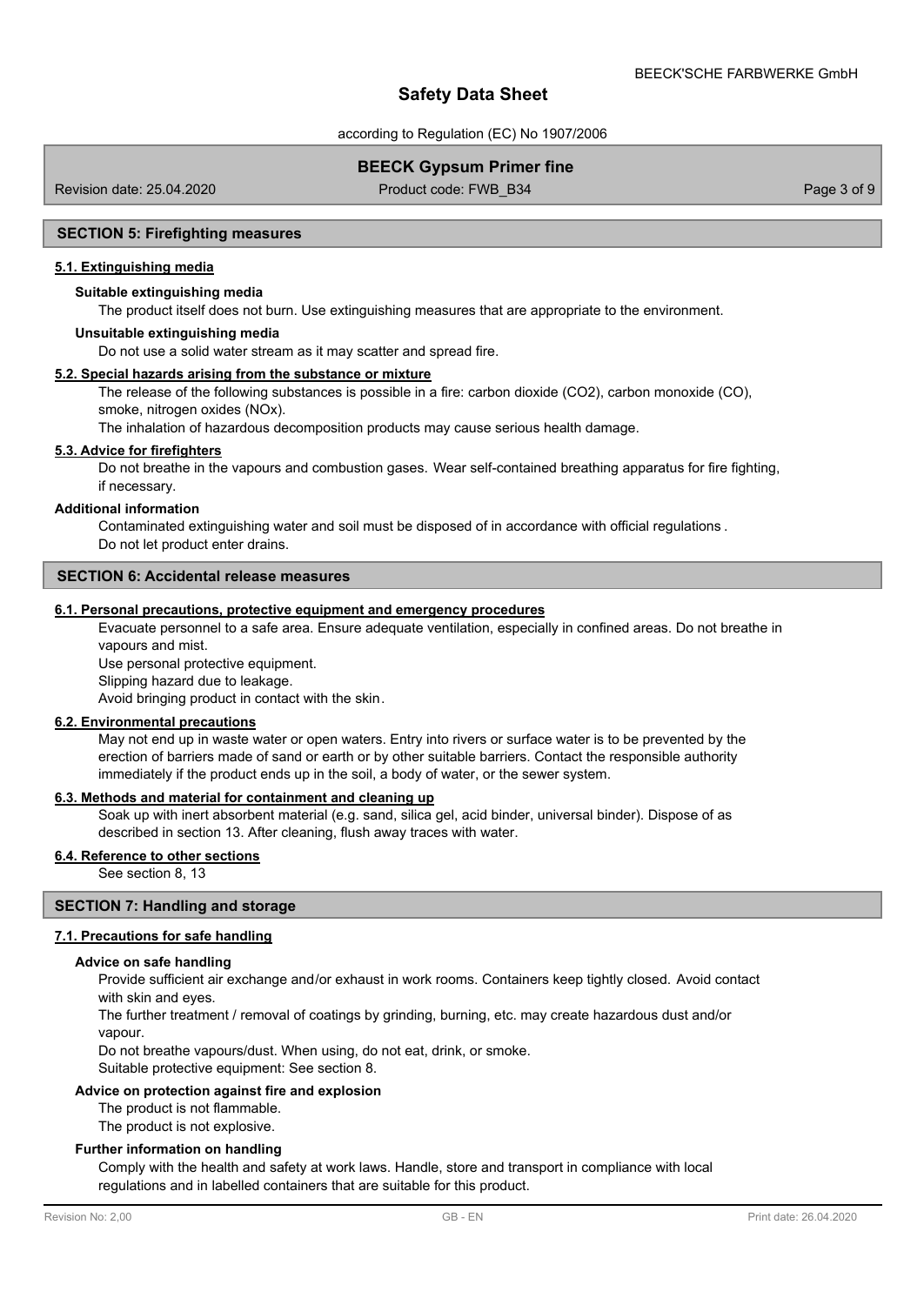## SECTION 5: Firefighting measures

### 5.1. Extinguishing media

**Suitable extinguishing media**

The product itself does not burn. Use extinguishing measures that are appropriate to the environment.

**Unsuitable extinguishing media**

Do not use a solid water stream as it may scatter and spread fire.

### 5.2. Special hazards arising from the substance or mixture

The release of the following substances is possible in a fire: carbon dioxide ($CO_2$), carbon monoxide (CO), smoke, nitrogen oxides ($NO_x$).

The inhalation of hazardous decomposition products may cause serious health damage.

### 5.3. Advice for firefighters

Do not breathe in the vapours and combustion gases. Wear self-contained breathing apparatus for fire fighting, if necessary.

**Additional information**

Contaminated extinguishing water and soil must be disposed of in accordance with official regulations .
Do not let product enter drains.

## SECTION 6: Accidental release measures

### 6.1. Personal precautions, protective equipment and emergency procedures

Evacuate personnel to a safe area. Ensure adequate ventilation, especially in confined areas. Do not breathe in vapours and mist.

Use personal protective equipment.

Slipping hazard due to leakage.

Avoid bringing product in contact with the skin.

### 6.2. Environmental precautions

May not end up in waste water or open waters. Entry into rivers or surface water is to be prevented by the erection of barriers made of sand or earth or by other suitable barriers. Contact the responsible authority immediately if the product ends up in the soil, a body of water, or the sewer system.

### 6.3. Methods and material for containment and cleaning up

Soak up with inert absorbent material (e.g. sand, silica gel, acid binder, universal binder). Dispose of as described in section 13. After cleaning, flush away traces with water.

### 6.4. Reference to other sections

See section 8, 13

## SECTION 7: Handling and storage

### 7.1. Precautions for safe handling

**Advice on safe handling**

Provide sufficient air exchange and/or exhaust in work rooms. Containers keep tightly closed. Avoid contact with skin and eyes.

The further treatment / removal of coatings by grinding, burning, etc. may create hazardous dust and/or vapour.

Do not breathe vapours/dust. When using, do not eat, drink, or smoke.

Suitable protective equipment: See section 8.

**Advice on protection against fire and explosion**

The product is not flammable.

The product is not explosive.

**Further information on handling**

Comply with the health and safety at work laws. Handle, store and transport in compliance with local regulations and in labelled containers that are suitable for this product.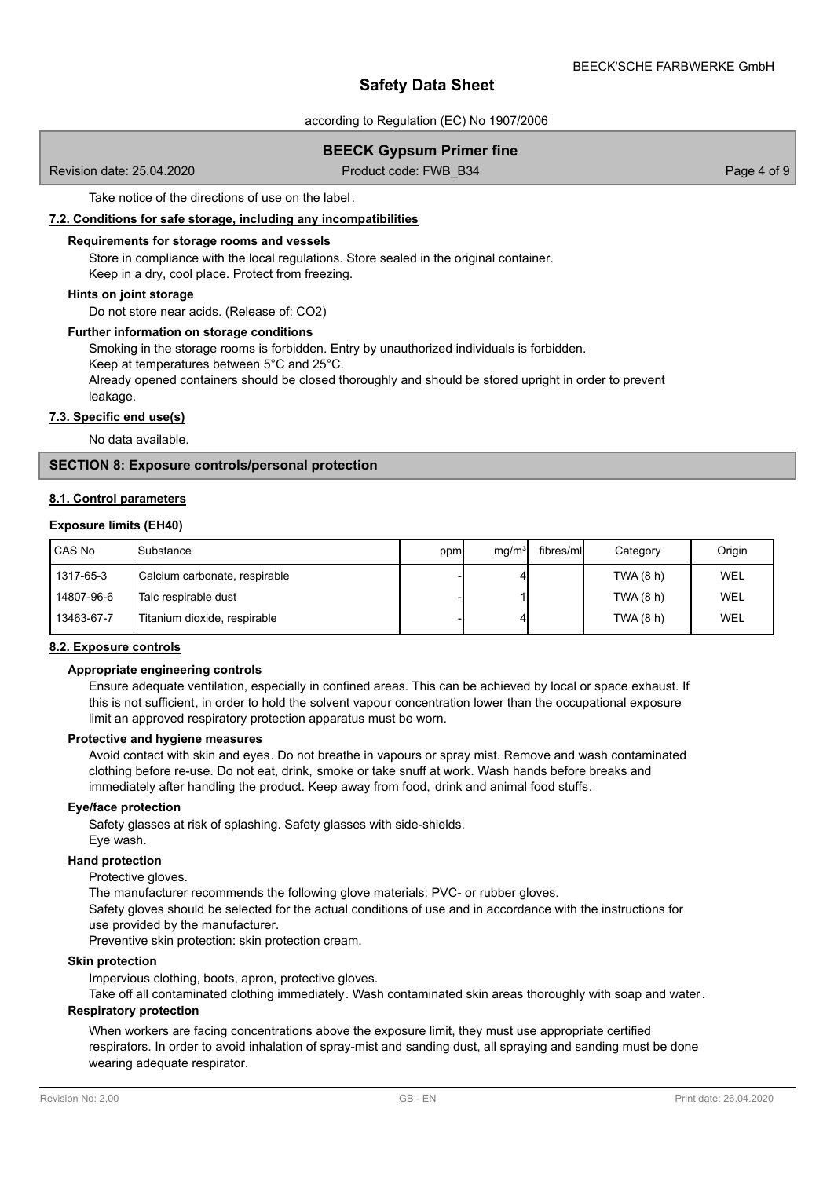Take notice of the directions of use on the label.

### 7.2. Conditions for safe storage, including any incompatibilities

**Requirements for storage rooms and vessels**

Store in compliance with the local regulations. Store sealed in the original container.
Keep in a dry, cool place. Protect from freezing.

**Hints on joint storage**

Do not store near acids. (Release of: $CO_2$)

**Further information on storage conditions**

Smoking in the storage rooms is forbidden. Entry by unauthorized individuals is forbidden.
Keep at temperatures between 5°C and 25°C.
Already opened containers should be closed thoroughly and should be stored upright in order to prevent leakage.

### 7.3. Specific end use(s)

No data available.

## SECTION 8: Exposure controls/personal protection

### 8.1. Control parameters

**Exposure limits (EH40)**

| CAS No | Substance | ppm | mg/m³ | fibres/ml | Category | Origin |
|---|---|---|---|---|---|---|
| 1317-65-3 | Calcium carbonate, respirable | - | 4 | | TWA (8 h) | WEL |
| 14807-96-6 | Talc respirable dust | - | 1 | | TWA (8 h) | WEL |
| 13463-67-7 | Titanium dioxide, respirable | - | 4 | | TWA (8 h) | WEL |

### 8.2. Exposure controls

**Appropriate engineering controls**

Ensure adequate ventilation, especially in confined areas. This can be achieved by local or space exhaust. If this is not sufficient, in order to hold the solvent vapour concentration lower than the occupational exposure limit an approved respiratory protection apparatus must be worn.

**Protective and hygiene measures**

Avoid contact with skin and eyes. Do not breathe in vapours or spray mist. Remove and wash contaminated clothing before re-use. Do not eat, drink, smoke or take snuff at work. Wash hands before breaks and immediately after handling the product. Keep away from food, drink and animal food stuffs.

**Eye/face protection**

Safety glasses at risk of splashing. Safety glasses with side-shields.
Eye wash.

**Hand protection**

Protective gloves.
The manufacturer recommends the following glove materials: PVC- or rubber gloves.
Safety gloves should be selected for the actual conditions of use and in accordance with the instructions for use provided by the manufacturer.
Preventive skin protection: skin protection cream.

**Skin protection**

Impervious clothing, boots, apron, protective gloves.
Take off all contaminated clothing immediately. Wash contaminated skin areas thoroughly with soap and water.

**Respiratory protection**

When workers are facing concentrations above the exposure limit, they must use appropriate certified respirators. In order to avoid inhalation of spray-mist and sanding dust, all spraying and sanding must be done wearing adequate respirator.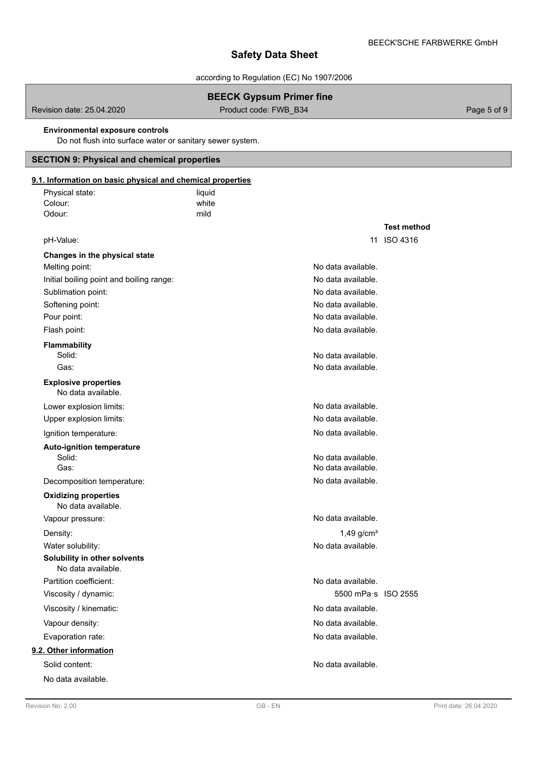**Environmental exposure controls**

Do not flush into surface water or sanitary sewer system.

## SECTION 9: Physical and chemical properties

### 9.1. Information on basic physical and chemical properties

| | | | |
|---|---|---|---|
| Physical state: | liquid | | |
| Colour: | white | | |
| Odour: | mild | | |
| | | | **Test method** |
| pH-Value: | | 11 | ISO 4316 |
| **Changes in the physical state** | | | |
| Melting point: | | No data available. | |
| Initial boiling point and boiling range: | | No data available. | |
| Sublimation point: | | No data available. | |
| Softening point: | | No data available. | |
| Pour point: | | No data available. | |
| Flash point: | | No data available. | |
| **Flammability** | | | |
| Solid: | | No data available. | |
| Gas: | | No data available. | |
| **Explosive properties** | | | |
| No data available. | | | |
| Lower explosion limits: | | No data available. | |
| Upper explosion limits: | | No data available. | |
| Ignition temperature: | | No data available. | |
| **Auto-ignition temperature** | | | |
| Solid: | | No data available. | |
| Gas: | | No data available. | |
| Decomposition temperature: | | No data available. | |
| **Oxidizing properties** | | | |
| No data available. | | | |
| Vapour pressure: | | No data available. | |
| Density: | | 1,49 g/cm³ | |
| Water solubility: | | No data available. | |
| **Solubility in other solvents** | | | |
| No data available. | | | |
| Partition coefficient: | | No data available. | |
| Viscosity / dynamic: | | 5500 mPa·s | ISO 2555 |
| Viscosity / kinematic: | | No data available. | |
| Vapour density: | | No data available. | |
| Evaporation rate: | | No data available. | |

### 9.2. Other information

| | |
|---|---|
| Solid content: | No data available. |

No data available.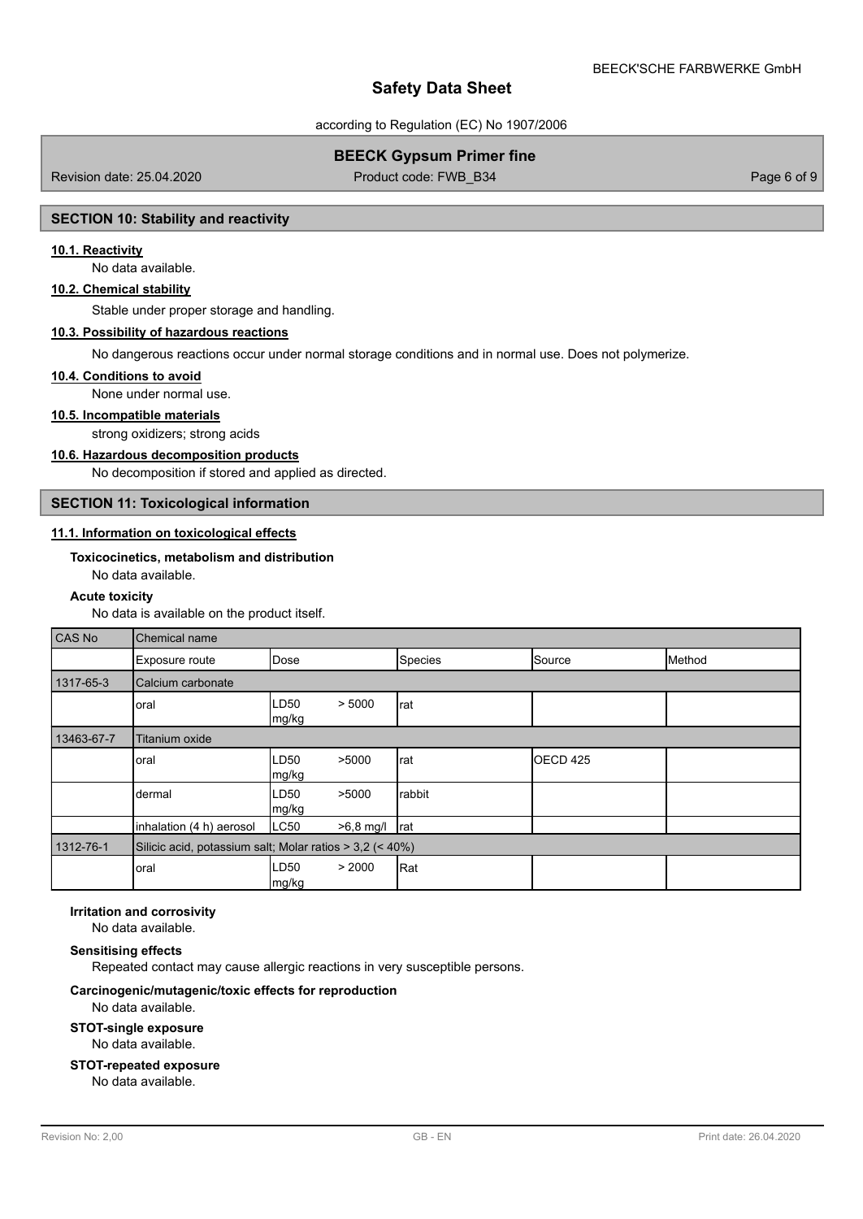## SECTION 10: Stability and reactivity

### 10.1. Reactivity

No data available.

### 10.2. Chemical stability

Stable under proper storage and handling.

### 10.3. Possibility of hazardous reactions

No dangerous reactions occur under normal storage conditions and in normal use. Does not polymerize.

### 10.4. Conditions to avoid

None under normal use.

### 10.5. Incompatible materials

strong oxidizers; strong acids

### 10.6. Hazardous decomposition products

No decomposition if stored and applied as directed.

## SECTION 11: Toxicological information

### 11.1. Information on toxicological effects

**Toxicocinetics, metabolism and distribution**

No data available.

**Acute toxicity**

No data is available on the product itself.

| CAS No | Chemical name | | | | | |
|---|---|---|---|---|---|---|
| | Exposure route | Dose | | Species | Source | Method |
| 1317-65-3 | Calcium carbonate | | | | | |
| | oral | LD50 mg/kg | > 5000 | rat | | |
| 13463-67-7 | Titanium oxide | | | | | |
| | oral | LD50 mg/kg | >5000 | rat | OECD 425 | |
| | dermal | LD50 mg/kg | >5000 | rabbit | | |
| | inhalation (4 h) aerosol | LC50 | >6,8 mg/l | rat | | |
| 1312-76-1 | Silicic acid, potassium salt; Molar ratios > 3,2 (< 40%) | | | | | |
| | oral | LD50 mg/kg | > 2000 | Rat | | |

**Irritation and corrosivity**

No data available.

**Sensitising effects**

Repeated contact may cause allergic reactions in very susceptible persons.

**Carcinogenic/mutagenic/toxic effects for reproduction**

No data available.

**STOT-single exposure**

No data available.

**STOT-repeated exposure**

No data available.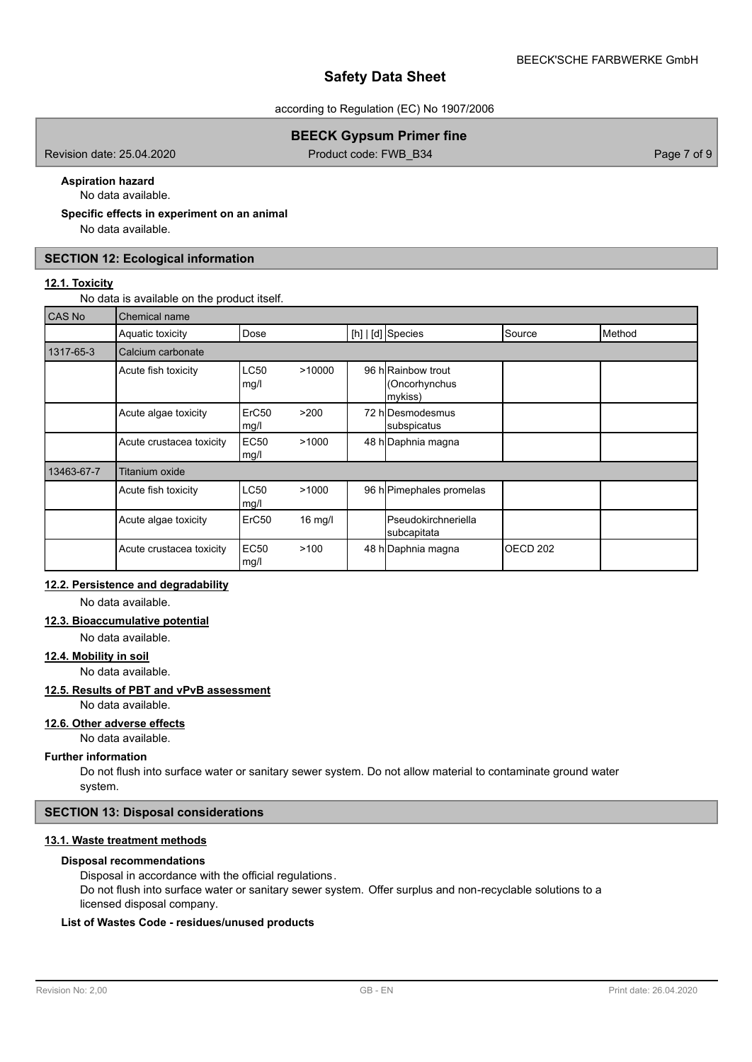**Aspiration hazard**

No data available.

**Specific effects in experiment on an animal**

No data available.

## SECTION 12: Ecological information

### 12.1. Toxicity

No data is available on the product itself.

| CAS No | Chemical name | | | | | |
|---|---|---|---|---|---|---|
| | Aquatic toxicity | Dose | [h] \| [d] | Species | Source | Method |
| 1317-65-3 | Calcium carbonate | | | | | |
| | Acute fish toxicity | LC50 >10000 mg/l | 96 h | Rainbow trout (Oncorhynchus mykiss) | | |
| | Acute algae toxicity | ErC50 >200 mg/l | 72 h | Desmodesmus subspicatus | | |
| | Acute crustacea toxicity | EC50 >1000 mg/l | 48 h | Daphnia magna | | |
| 13463-67-7 | Titanium oxide | | | | | |
| | Acute fish toxicity | LC50 >1000 mg/l | 96 h | Pimephales promelas | | |
| | Acute algae toxicity | ErC50 16 mg/l | | Pseudokirchneriella subcapitata | | |
| | Acute crustacea toxicity | EC50 >100 mg/l | 48 h | Daphnia magna | OECD 202 | |

### 12.2. Persistence and degradability

No data available.

### 12.3. Bioaccumulative potential

No data available.

### 12.4. Mobility in soil

No data available.

### 12.5. Results of PBT and vPvB assessment

No data available.

### 12.6. Other adverse effects

No data available.

**Further information**

Do not flush into surface water or sanitary sewer system. Do not allow material to contaminate ground water system.

## SECTION 13: Disposal considerations

### 13.1. Waste treatment methods

**Disposal recommendations**

Disposal in accordance with the official regulations.
Do not flush into surface water or sanitary sewer system. Offer surplus and non-recyclable solutions to a licensed disposal company.

**List of Wastes Code - residues/unused products**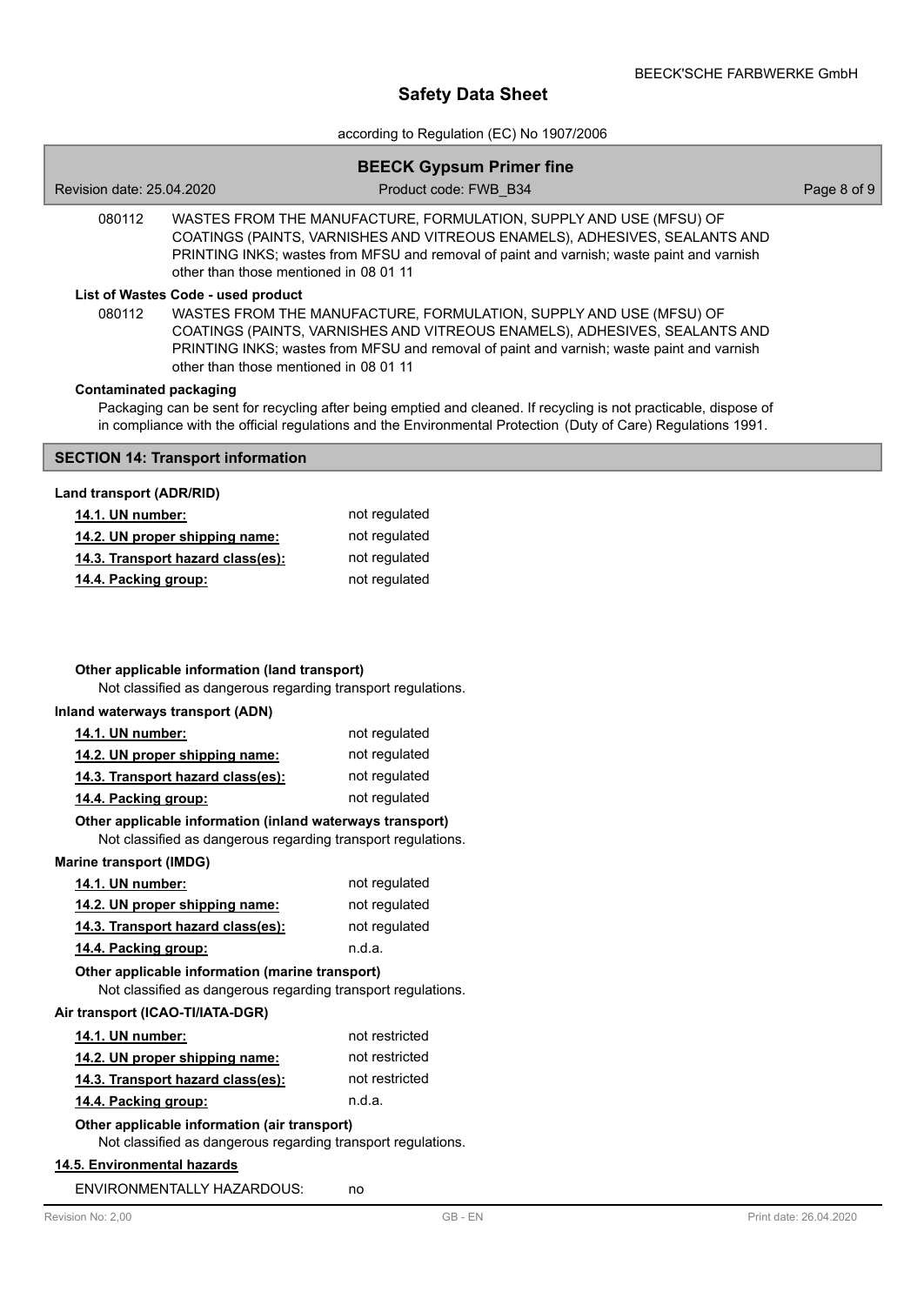080112 WASTES FROM THE MANUFACTURE, FORMULATION, SUPPLY AND USE (MFSU) OF COATINGS (PAINTS, VARNISHES AND VITREOUS ENAMELS), ADHESIVES, SEALANTS AND PRINTING INKS; wastes from MFSU and removal of paint and varnish; waste paint and varnish other than those mentioned in 08 01 11

**List of Wastes Code - used product**

080112 WASTES FROM THE MANUFACTURE, FORMULATION, SUPPLY AND USE (MFSU) OF COATINGS (PAINTS, VARNISHES AND VITREOUS ENAMELS), ADHESIVES, SEALANTS AND PRINTING INKS; wastes from MFSU and removal of paint and varnish; waste paint and varnish other than those mentioned in 08 01 11

**Contaminated packaging**

Packaging can be sent for recycling after being emptied and cleaned. If recycling is not practicable, dispose of in compliance with the official regulations and the Environmental Protection (Duty of Care) Regulations 1991.

## SECTION 14: Transport information

**Land transport (ADR/RID)**

| | |
|---|---|
| 14.1. UN number: | not regulated |
| 14.2. UN proper shipping name: | not regulated |
| 14.3. Transport hazard class(es): | not regulated |
| 14.4. Packing group: | not regulated |

**Other applicable information (land transport)**

Not classified as dangerous regarding transport regulations.

**Inland waterways transport (ADN)**

| | |
|---|---|
| 14.1. UN number: | not regulated |
| 14.2. UN proper shipping name: | not regulated |
| 14.3. Transport hazard class(es): | not regulated |
| 14.4. Packing group: | not regulated |

**Other applicable information (inland waterways transport)**

Not classified as dangerous regarding transport regulations.

**Marine transport (IMDG)**

| | |
|---|---|
| 14.1. UN number: | not regulated |
| 14.2. UN proper shipping name: | not regulated |
| 14.3. Transport hazard class(es): | not regulated |
| 14.4. Packing group: | n.d.a. |

**Other applicable information (marine transport)**

Not classified as dangerous regarding transport regulations.

**Air transport (ICAO-TI/IATA-DGR)**

| | |
|---|---|
| 14.1. UN number: | not restricted |
| 14.2. UN proper shipping name: | not restricted |
| 14.3. Transport hazard class(es): | not restricted |
| 14.4. Packing group: | n.d.a. |

**Other applicable information (air transport)**

Not classified as dangerous regarding transport regulations.

**14.5. Environmental hazards**

ENVIRONMENTALLY HAZARDOUS: no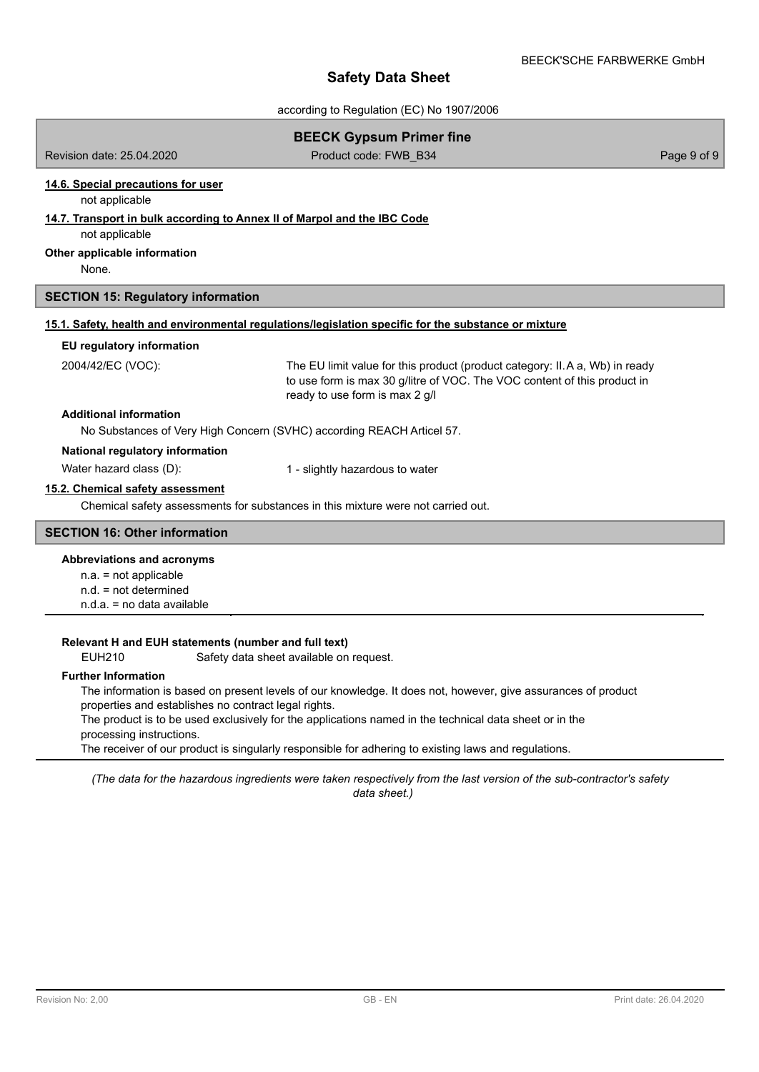#### 14.6. Special precautions for user

not applicable

#### 14.7. Transport in bulk according to Annex II of Marpol and the IBC Code

not applicable

**Other applicable information**

None.

## SECTION 15: Regulatory information

#### 15.1. Safety, health and environmental regulations/legislation specific for the substance or mixture

**EU regulatory information**

| | |
|---|---|
| 2004/42/EC (VOC): | The EU limit value for this product (product category: II.A a, Wb) in ready to use form is max 30 g/litre of VOC. The VOC content of this product in ready to use form is max 2 g/l |

**Additional information**

No Substances of Very High Concern (SVHC) according REACH Articel 57.

**National regulatory information**

| | |
|---|---|
| Water hazard class (D): | 1 - slightly hazardous to water |

#### 15.2. Chemical safety assessment

Chemical safety assessments for substances in this mixture were not carried out.

## SECTION 16: Other information

**Abbreviations and acronyms**

n.a. = not applicable
n.d. = not determined
n.d.a. = no data available

**Relevant H and EUH statements (number and full text)**

| | |
|---|---|
| EUH210 | Safety data sheet available on request. |

**Further Information**

The information is based on present levels of our knowledge. It does not, however, give assurances of product properties and establishes no contract legal rights.
The product is to be used exclusively for the applications named in the technical data sheet or in the processing instructions.
The receiver of our product is singularly responsible for adhering to existing laws and regulations.

*(The data for the hazardous ingredients were taken respectively from the last version of the sub-contractor's safety data sheet.)*